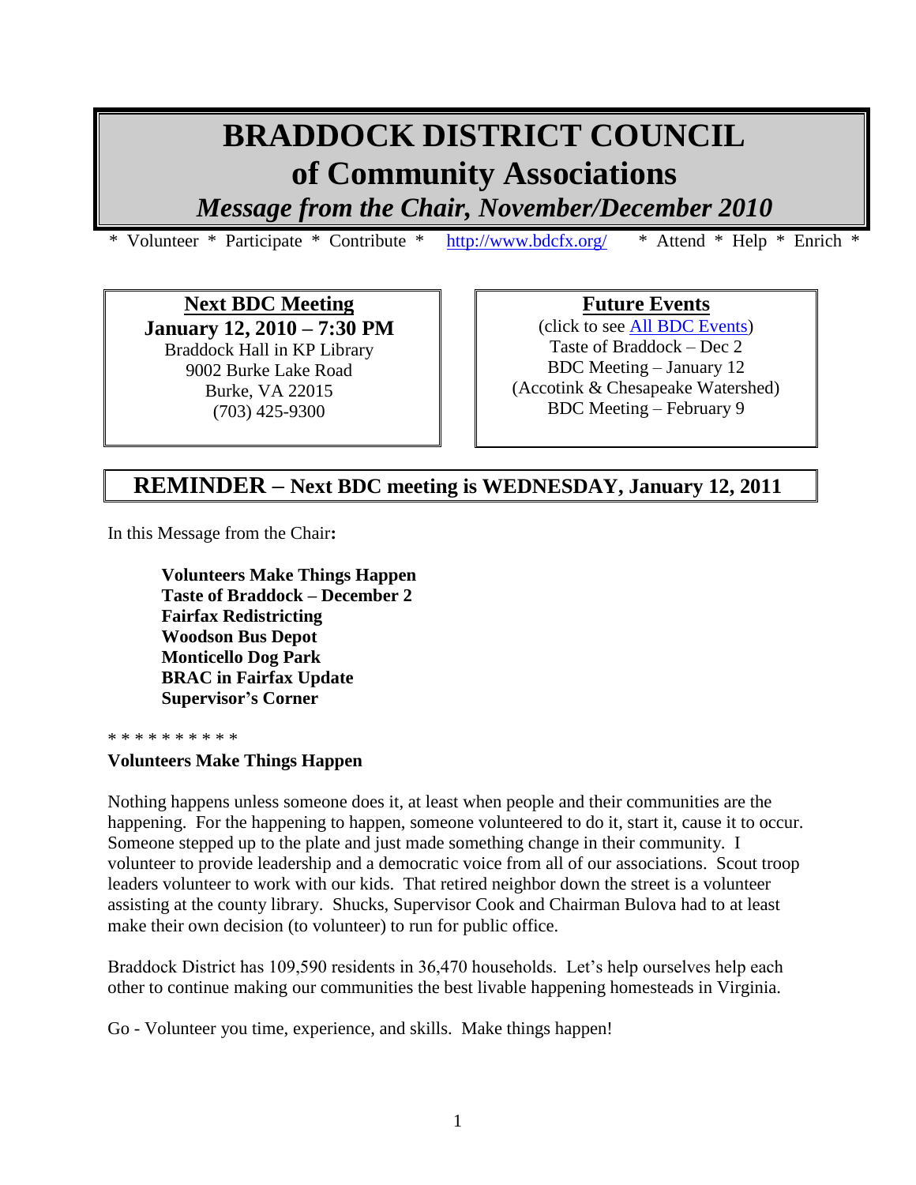# BRADDOCK DISTRICT COUNCIL of Community Associations

## *Message from the Chair, November/December 2010*

\* Volunteer \* Participate \* Contribute \* http://www.bdcfx.org/ \* Attend \* Help \* Enrich \*

**Next BDC Meeting**
**January 12, 2010 – 7:30 PM**
Braddock Hall in KP Library
9002 Burke Lake Road
Burke, VA 22015
(703) 425-9300

**Future Events**
(click to see All BDC Events)
Taste of Braddock – Dec 2
BDC Meeting – January 12
(Accotink & Chesapeake Watershed)
BDC Meeting – February 9

## REMINDER – Next BDC meeting is WEDNESDAY, January 12, 2011

In this Message from the Chair**:**

- **Volunteers Make Things Happen**
- **Taste of Braddock – December 2**
- **Fairfax Redistricting**
- **Woodson Bus Depot**
- **Monticello Dog Park**
- **BRAC in Fairfax Update**
- **Supervisor's Corner**

\* \* \* \* \* \* \* \* \* \*

**Volunteers Make Things Happen**

Nothing happens unless someone does it, at least when people and their communities are the happening. For the happening to happen, someone volunteered to do it, start it, cause it to occur. Someone stepped up to the plate and just made something change in their community. I volunteer to provide leadership and a democratic voice from all of our associations. Scout troop leaders volunteer to work with our kids. That retired neighbor down the street is a volunteer assisting at the county library. Shucks, Supervisor Cook and Chairman Bulova had to at least make their own decision (to volunteer) to run for public office.

Braddock District has 109,590 residents in 36,470 households. Let's help ourselves help each other to continue making our communities the best livable happening homesteads in Virginia.

Go - Volunteer you time, experience, and skills. Make things happen!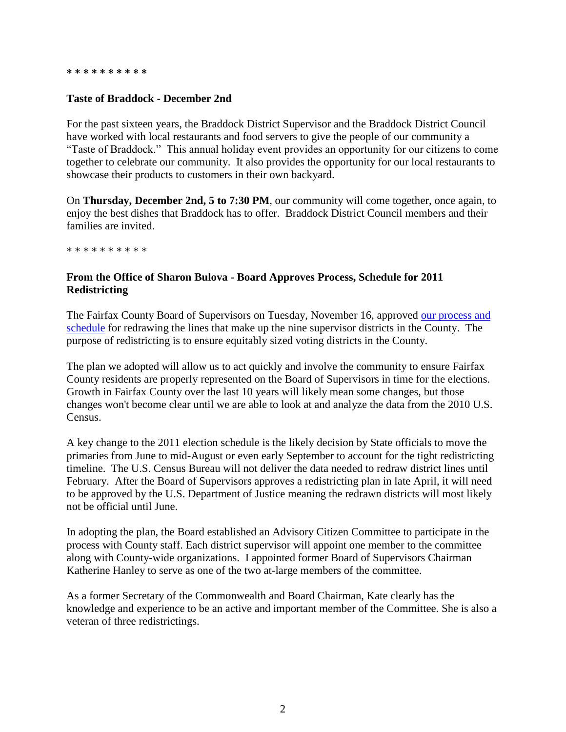**\* \* \* \* \* \* \* \* \* \***

**Taste of Braddock - December 2nd**

For the past sixteen years, the Braddock District Supervisor and the Braddock District Council have worked with local restaurants and food servers to give the people of our community a "Taste of Braddock." This annual holiday event provides an opportunity for our citizens to come together to celebrate our community. It also provides the opportunity for our local restaurants to showcase their products to customers in their own backyard.

On **Thursday, December 2nd, 5 to 7:30 PM**, our community will come together, once again, to enjoy the best dishes that Braddock has to offer. Braddock District Council members and their families are invited.

\* \* \* \* \* \* \* \* \* \*

**From the Office of Sharon Bulova - Board Approves Process, Schedule for 2011 Redistricting**

The Fairfax County Board of Supervisors on Tuesday, November 16, approved our process and schedule for redrawing the lines that make up the nine supervisor districts in the County. The purpose of redistricting is to ensure equitably sized voting districts in the County.

The plan we adopted will allow us to act quickly and involve the community to ensure Fairfax County residents are properly represented on the Board of Supervisors in time for the elections. Growth in Fairfax County over the last 10 years will likely mean some changes, but those changes won't become clear until we are able to look at and analyze the data from the 2010 U.S. Census.

A key change to the 2011 election schedule is the likely decision by State officials to move the primaries from June to mid-August or even early September to account for the tight redistricting timeline. The U.S. Census Bureau will not deliver the data needed to redraw district lines until February. After the Board of Supervisors approves a redistricting plan in late April, it will need to be approved by the U.S. Department of Justice meaning the redrawn districts will most likely not be official until June.

In adopting the plan, the Board established an Advisory Citizen Committee to participate in the process with County staff. Each district supervisor will appoint one member to the committee along with County-wide organizations. I appointed former Board of Supervisors Chairman Katherine Hanley to serve as one of the two at-large members of the committee.

As a former Secretary of the Commonwealth and Board Chairman, Kate clearly has the knowledge and experience to be an active and important member of the Committee. She is also a veteran of three redistrictings.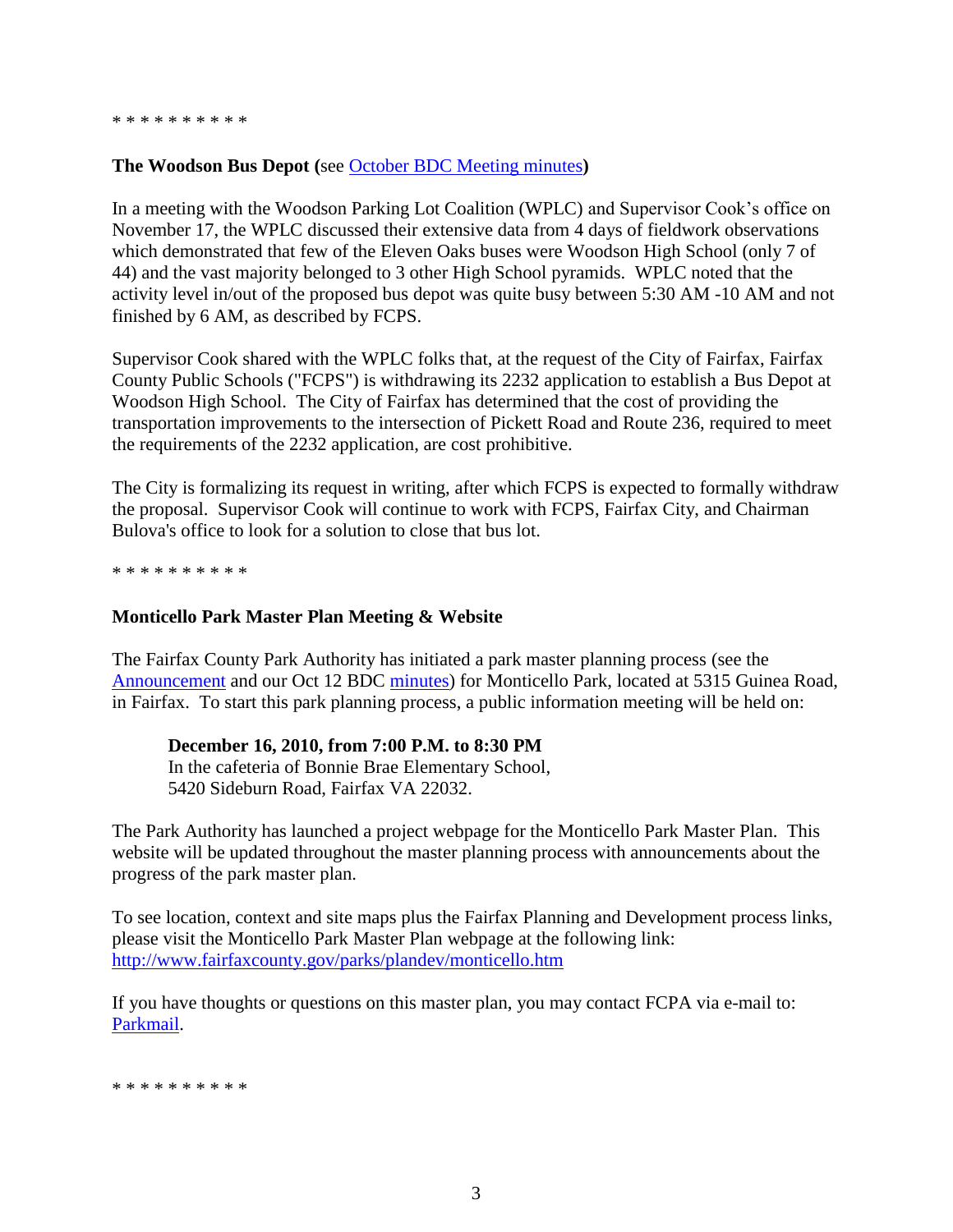* * * * * * * * * *

**The Woodson Bus Depot (**see October BDC Meeting minutes**)**

In a meeting with the Woodson Parking Lot Coalition (WPLC) and Supervisor Cook's office on November 17, the WPLC discussed their extensive data from 4 days of fieldwork observations which demonstrated that few of the Eleven Oaks buses were Woodson High School (only 7 of 44) and the vast majority belonged to 3 other High School pyramids. WPLC noted that the activity level in/out of the proposed bus depot was quite busy between 5:30 AM -10 AM and not finished by 6 AM, as described by FCPS.

Supervisor Cook shared with the WPLC folks that, at the request of the City of Fairfax, Fairfax County Public Schools ("FCPS") is withdrawing its 2232 application to establish a Bus Depot at Woodson High School. The City of Fairfax has determined that the cost of providing the transportation improvements to the intersection of Pickett Road and Route 236, required to meet the requirements of the 2232 application, are cost prohibitive.

The City is formalizing its request in writing, after which FCPS is expected to formally withdraw the proposal. Supervisor Cook will continue to work with FCPS, Fairfax City, and Chairman Bulova's office to look for a solution to close that bus lot.

* * * * * * * * * *

**Monticello Park Master Plan Meeting & Website**

The Fairfax County Park Authority has initiated a park master planning process (see the Announcement and our Oct 12 BDC minutes) for Monticello Park, located at 5315 Guinea Road, in Fairfax. To start this park planning process, a public information meeting will be held on:

> **December 16, 2010, from 7:00 P.M. to 8:30 PM**
> In the cafeteria of Bonnie Brae Elementary School,
> 5420 Sideburn Road, Fairfax VA 22032.

The Park Authority has launched a project webpage for the Monticello Park Master Plan. This website will be updated throughout the master planning process with announcements about the progress of the park master plan.

To see location, context and site maps plus the Fairfax Planning and Development process links, please visit the Monticello Park Master Plan webpage at the following link: http://www.fairfaxcounty.gov/parks/plandev/monticello.htm

If you have thoughts or questions on this master plan, you may contact FCPA via e-mail to: Parkmail.

* * * * * * * * * *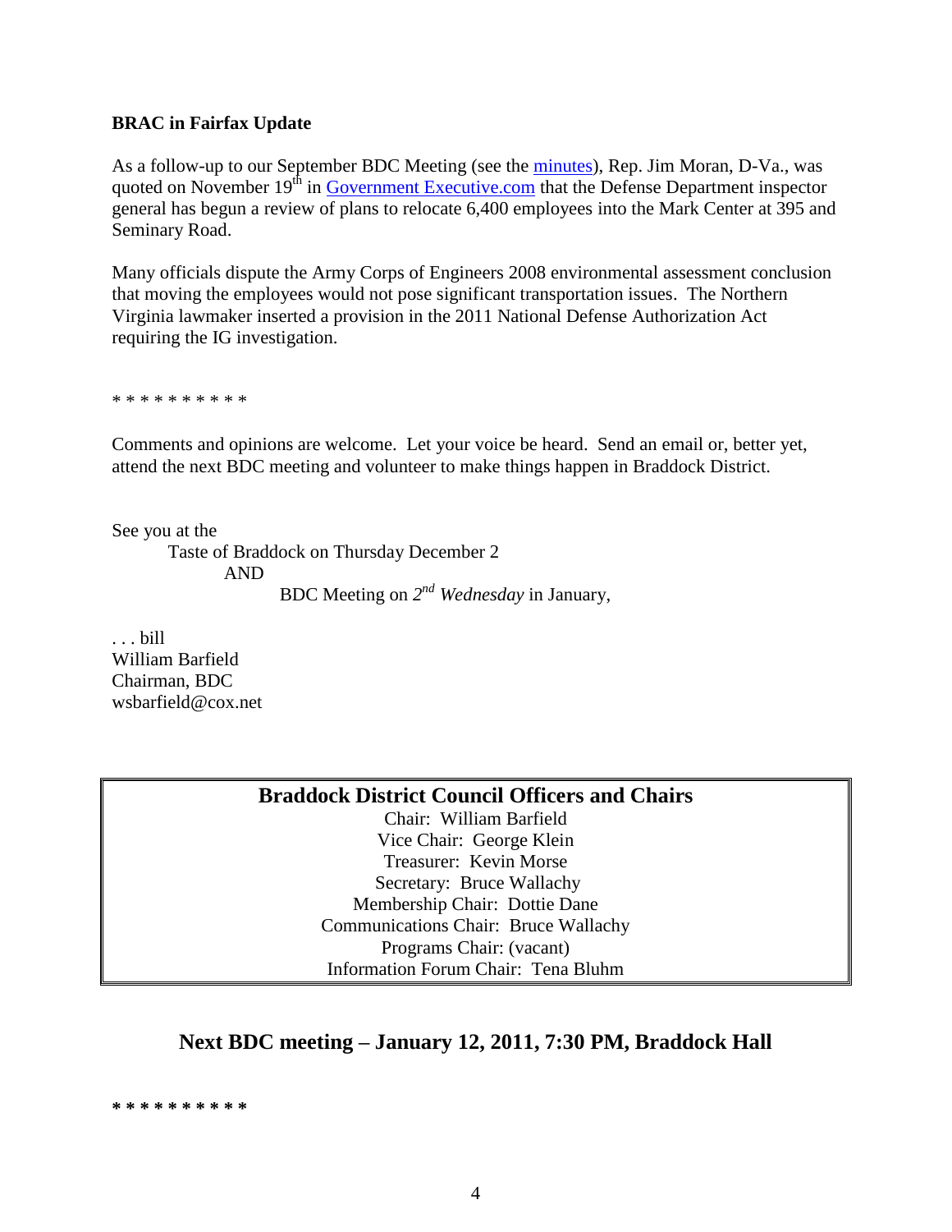**BRAC in Fairfax Update**

As a follow-up to our September BDC Meeting (see the minutes), Rep. Jim Moran, D-Va., was quoted on November 19th in Government Executive.com that the Defense Department inspector general has begun a review of plans to relocate 6,400 employees into the Mark Center at 395 and Seminary Road.

Many officials dispute the Army Corps of Engineers 2008 environmental assessment conclusion that moving the employees would not pose significant transportation issues. The Northern Virginia lawmaker inserted a provision in the 2011 National Defense Authorization Act requiring the IG investigation.

* * * * * * * * * *

Comments and opinions are welcome. Let your voice be heard. Send an email or, better yet, attend the next BDC meeting and volunteer to make things happen in Braddock District.

See you at the
Taste of Braddock on Thursday December 2
AND
BDC Meeting on 2nd *Wednesday* in January,

. . . bill
William Barfield
Chairman, BDC
wsbarfield@cox.net

**Braddock District Council Officers and Chairs**

Chair: William Barfield
Vice Chair: George Klein
Treasurer: Kevin Morse
Secretary: Bruce Wallachy
Membership Chair: Dottie Dane
Communications Chair: Bruce Wallachy
Programs Chair: (vacant)
Information Forum Chair: Tena Bluhm

## Next BDC meeting – January 12, 2011, 7:30 PM, Braddock Hall

**\* * * * * * * * * ***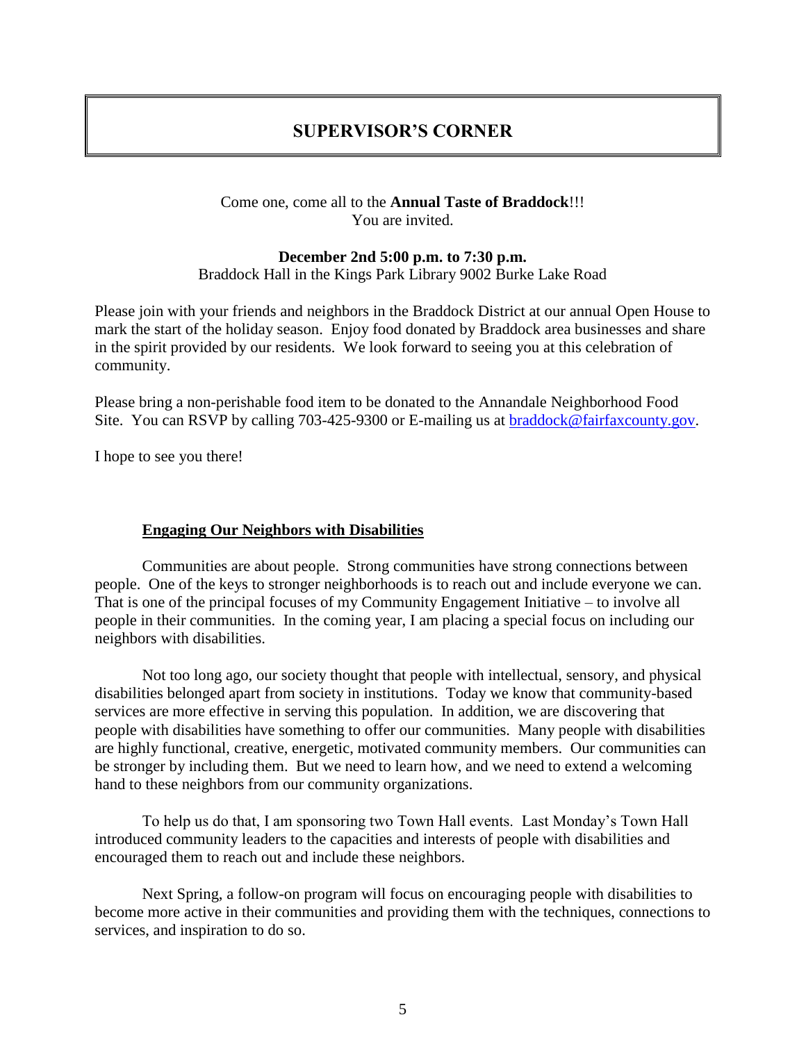# SUPERVISOR'S CORNER

Come one, come all to the **Annual Taste of Braddock**!!!
You are invited.

**December 2nd 5:00 p.m. to 7:30 p.m.**
Braddock Hall in the Kings Park Library 9002 Burke Lake Road

Please join with your friends and neighbors in the Braddock District at our annual Open House to mark the start of the holiday season. Enjoy food donated by Braddock area businesses and share in the spirit provided by our residents. We look forward to seeing you at this celebration of community.

Please bring a non-perishable food item to be donated to the Annandale Neighborhood Food Site. You can RSVP by calling 703-425-9300 or E-mailing us at braddock@fairfaxcounty.gov.

I hope to see you there!

## Engaging Our Neighbors with Disabilities

Communities are about people. Strong communities have strong connections between people. One of the keys to stronger neighborhoods is to reach out and include everyone we can. That is one of the principal focuses of my Community Engagement Initiative – to involve all people in their communities. In the coming year, I am placing a special focus on including our neighbors with disabilities.

Not too long ago, our society thought that people with intellectual, sensory, and physical disabilities belonged apart from society in institutions. Today we know that community-based services are more effective in serving this population. In addition, we are discovering that people with disabilities have something to offer our communities. Many people with disabilities are highly functional, creative, energetic, motivated community members. Our communities can be stronger by including them. But we need to learn how, and we need to extend a welcoming hand to these neighbors from our community organizations.

To help us do that, I am sponsoring two Town Hall events. Last Monday's Town Hall introduced community leaders to the capacities and interests of people with disabilities and encouraged them to reach out and include these neighbors.

Next Spring, a follow-on program will focus on encouraging people with disabilities to become more active in their communities and providing them with the techniques, connections to services, and inspiration to do so.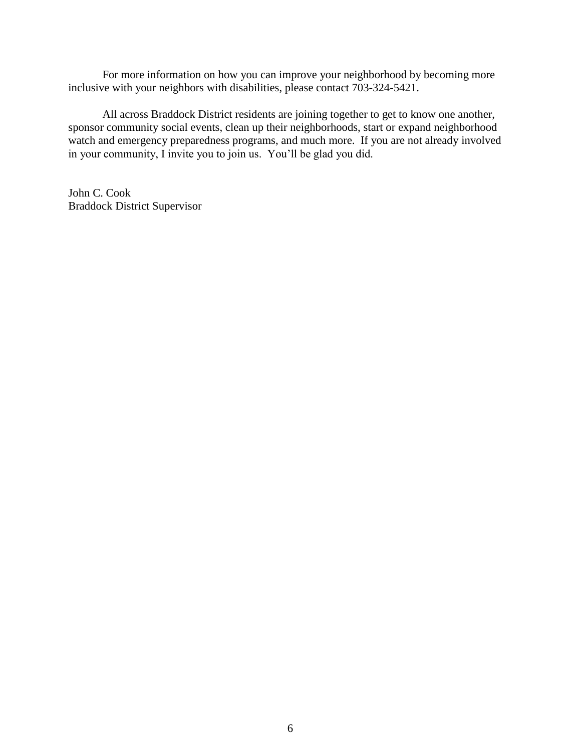For more information on how you can improve your neighborhood by becoming more inclusive with your neighbors with disabilities, please contact 703-324-5421.

All across Braddock District residents are joining together to get to know one another, sponsor community social events, clean up their neighborhoods, start or expand neighborhood watch and emergency preparedness programs, and much more. If you are not already involved in your community, I invite you to join us. You'll be glad you did.

John C. Cook
Braddock District Supervisor